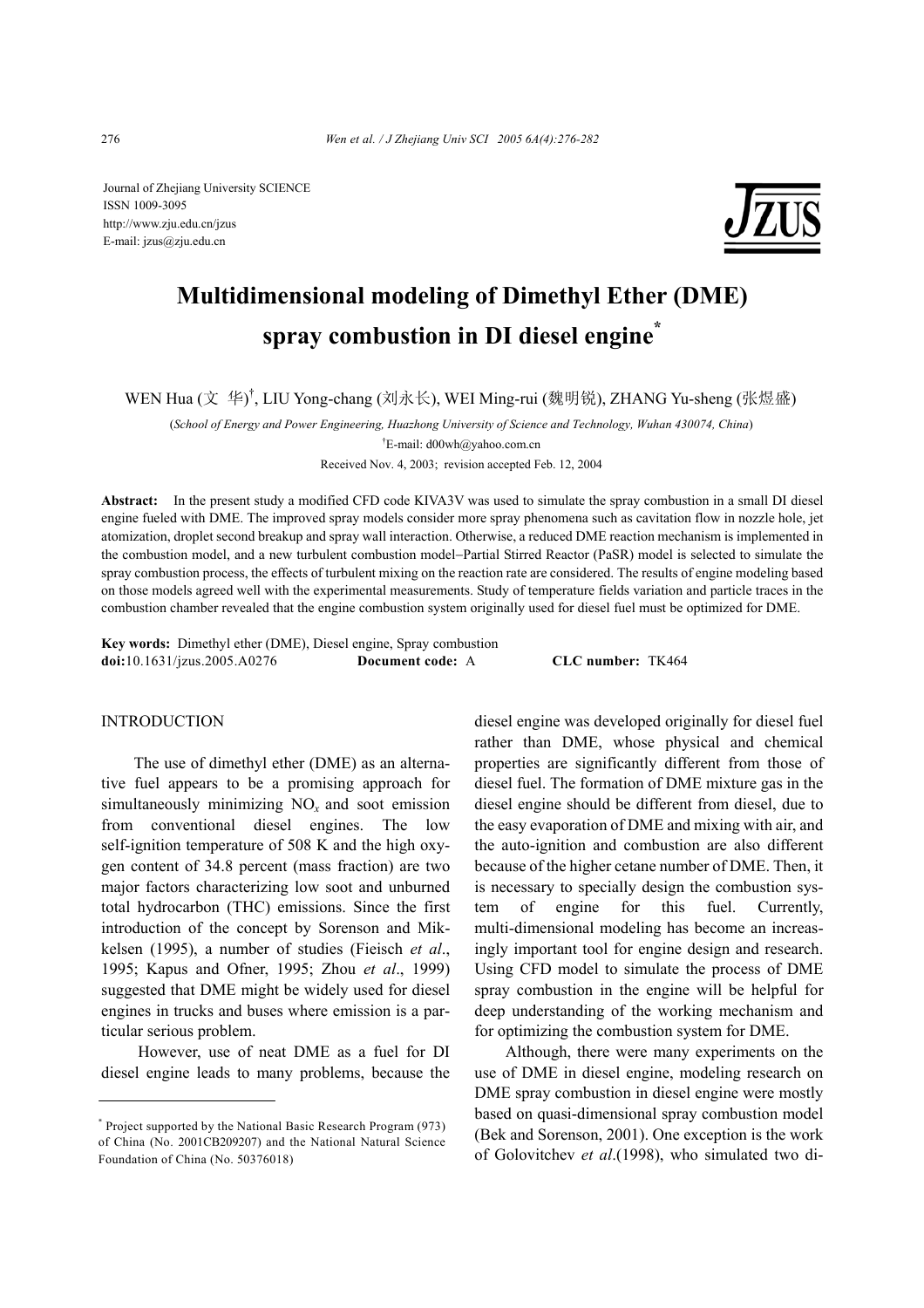Journal of Zhejiang University SCIENCE
ISSN 1009-3095
http://www.zju.edu.cn/jzus
E-mail: jzus@zju.edu.cn

# Multidimensional modeling of Dimethyl Ether (DME) spray combustion in DI diesel engine*

WEN Hua (文 华)†, LIU Yong-chang (刘永长), WEI Ming-rui (魏明锐), ZHANG Yu-sheng (张煜盛)

(*School of Energy and Power Engineering, Huazhong University of Science and Technology, Wuhan 430074, China*)

†E-mail: d00wh@yahoo.com.cn

Received Nov. 4, 2003; revision accepted Feb. 12, 2004

**Abstract:** In the present study a modified CFD code KIVA3V was used to simulate the spray combustion in a small DI diesel engine fueled with DME. The improved spray models consider more spray phenomena such as cavitation flow in nozzle hole, jet atomization, droplet second breakup and spray wall interaction. Otherwise, a reduced DME reaction mechanism is implemented in the combustion model, and a new turbulent combustion model−Partial Stirred Reactor (PaSR) model is selected to simulate the spray combustion process, the effects of turbulent mixing on the reaction rate are considered. The results of engine modeling based on those models agreed well with the experimental measurements. Study of temperature fields variation and particle traces in the combustion chamber revealed that the engine combustion system originally used for diesel fuel must be optimized for DME.

**Key words:** Dimethyl ether (DME), Diesel engine, Spray combustion
**doi:**10.1631/jzus.2005.A0276 **Document code:** A **CLC number:** TK464

## INTRODUCTION

The use of dimethyl ether (DME) as an alternative fuel appears to be a promising approach for simultaneously minimizing $NO_x$ and soot emission from conventional diesel engines. The low self-ignition temperature of 508 K and the high oxygen content of 34.8 percent (mass fraction) are two major factors characterizing low soot and unburned total hydrocarbon (THC) emissions. Since the first introduction of the concept by Sorenson and Mikkelsen (1995), a number of studies (Fieisch *et al*., 1995; Kapus and Ofner, 1995; Zhou *et al*., 1999) suggested that DME might be widely used for diesel engines in trucks and buses where emission is a particular serious problem.

However, use of neat DME as a fuel for DI diesel engine leads to many problems, because the diesel engine was developed originally for diesel fuel rather than DME, whose physical and chemical properties are significantly different from those of diesel fuel. The formation of DME mixture gas in the diesel engine should be different from diesel, due to the easy evaporation of DME and mixing with air, and the auto-ignition and combustion are also different because of the higher cetane number of DME. Then, it is necessary to specially design the combustion system of engine for this fuel. Currently, multi-dimensional modeling has become an increasingly important tool for engine design and research. Using CFD model to simulate the process of DME spray combustion in the engine will be helpful for deep understanding of the working mechanism and for optimizing the combustion system for DME.

Although, there were many experiments on the use of DME in diesel engine, modeling research on DME spray combustion in diesel engine were mostly based on quasi-dimensional spray combustion model (Bek and Sorenson, 2001). One exception is the work of Golovitchev *et al*.(1998), who simulated two di-

* Project supported by the National Basic Research Program (973) of China (No. 2001CB209207) and the National Natural Science Foundation of China (No. 50376018)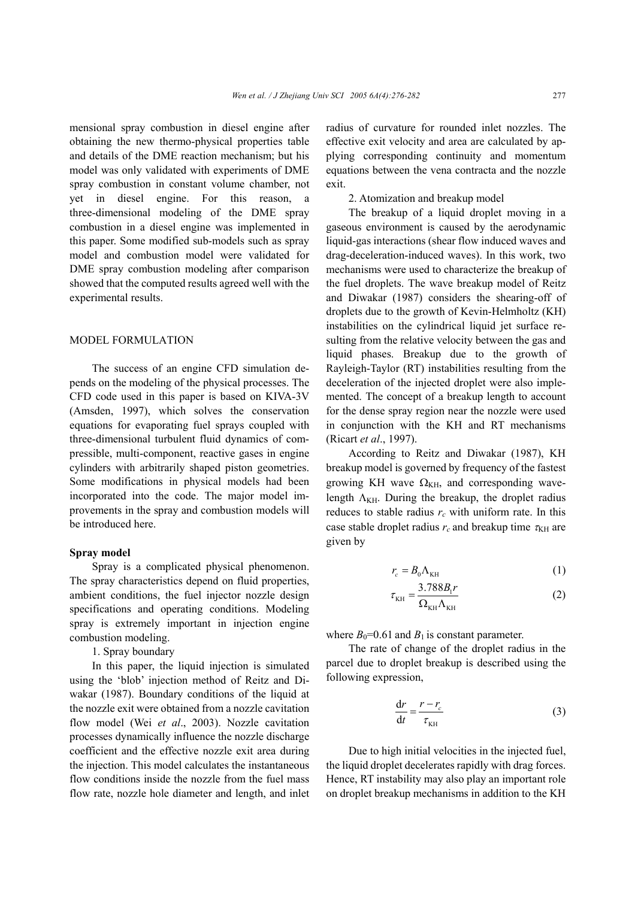mensional spray combustion in diesel engine after obtaining the new thermo-physical properties table and details of the DME reaction mechanism; but his model was only validated with experiments of DME spray combustion in constant volume chamber, not yet in diesel engine. For this reason, a three-dimensional modeling of the DME spray combustion in a diesel engine was implemented in this paper. Some modified sub-models such as spray model and combustion model were validated for DME spray combustion modeling after comparison showed that the computed results agreed well with the experimental results.

## MODEL FORMULATION

The success of an engine CFD simulation depends on the modeling of the physical processes. The CFD code used in this paper is based on KIVA-3V (Amsden, 1997), which solves the conservation equations for evaporating fuel sprays coupled with three-dimensional turbulent fluid dynamics of compressible, multi-component, reactive gases in engine cylinders with arbitrarily shaped piston geometries. Some modifications in physical models had been incorporated into the code. The major model improvements in the spray and combustion models will be introduced here.

### Spray model

Spray is a complicated physical phenomenon. The spray characteristics depend on fluid properties, ambient conditions, the fuel injector nozzle design specifications and operating conditions. Modeling spray is extremely important in injection engine combustion modeling.

1. Spray boundary

In this paper, the liquid injection is simulated using the 'blob' injection method of Reitz and Diwakar (1987). Boundary conditions of the liquid at the nozzle exit were obtained from a nozzle cavitation flow model (Wei *et al*., 2003). Nozzle cavitation processes dynamically influence the nozzle discharge coefficient and the effective nozzle exit area during the injection. This model calculates the instantaneous flow conditions inside the nozzle from the fuel mass flow rate, nozzle hole diameter and length, and inlet radius of curvature for rounded inlet nozzles. The effective exit velocity and area are calculated by applying corresponding continuity and momentum equations between the vena contracta and the nozzle exit.

2. Atomization and breakup model

The breakup of a liquid droplet moving in a gaseous environment is caused by the aerodynamic liquid-gas interactions (shear flow induced waves and drag-deceleration-induced waves). In this work, two mechanisms were used to characterize the breakup of the fuel droplets. The wave breakup model of Reitz and Diwakar (1987) considers the shearing-off of droplets due to the growth of Kevin-Helmholtz (KH) instabilities on the cylindrical liquid jet surface resulting from the relative velocity between the gas and liquid phases. Breakup due to the growth of Rayleigh-Taylor (RT) instabilities resulting from the deceleration of the injected droplet were also implemented. The concept of a breakup length to account for the dense spray region near the nozzle were used in conjunction with the KH and RT mechanisms (Ricart *et al*., 1997).

According to Reitz and Diwakar (1987), KH breakup model is governed by frequency of the fastest growing KH wave $\Omega_{\mathrm{KH}}$, and corresponding wavelength $\Lambda_{\mathrm{KH}}$. During the breakup, the droplet radius reduces to stable radius $r_c$ with uniform rate. In this case stable droplet radius $r_c$ and breakup time $\tau_{\mathrm{KH}}$ are given by

$$r_c = B_0 \Lambda_{\mathrm{KH}} \tag{1}$$

$$\tau_{\mathrm{KH}} = \frac{3.788 B_1 r}{\Omega_{\mathrm{KH}} \Lambda_{\mathrm{KH}}} \tag{2}$$

where $B_0$=0.61 and $B_1$ is constant parameter.

The rate of change of the droplet radius in the parcel due to droplet breakup is described using the following expression,

$$\frac{\mathrm{d}r}{\mathrm{d}t} = \frac{r - r_c}{\tau_{\mathrm{KH}}} \tag{3}$$

Due to high initial velocities in the injected fuel, the liquid droplet decelerates rapidly with drag forces. Hence, RT instability may also play an important role on droplet breakup mechanisms in addition to the KH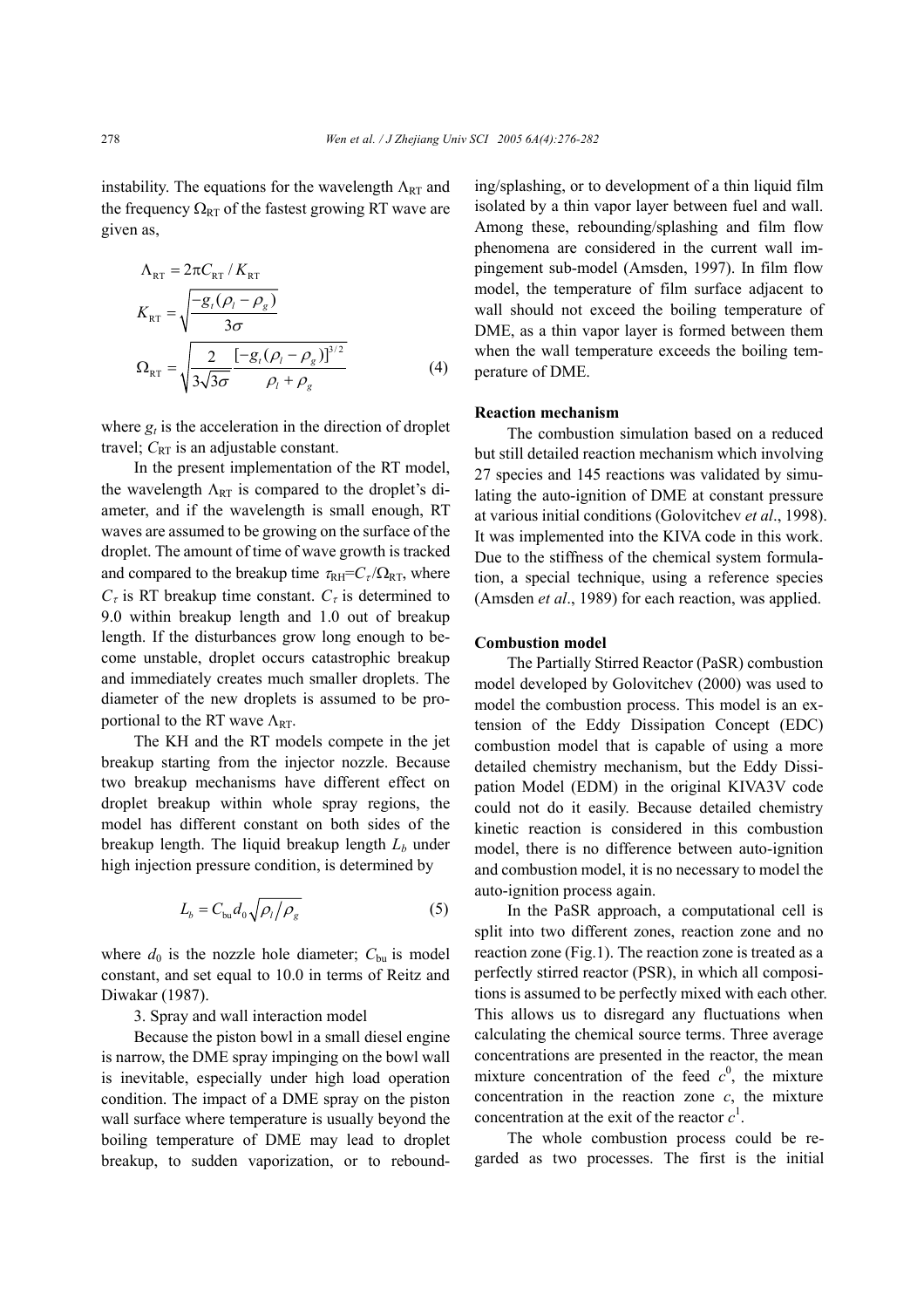instability. The equations for the wavelength $\Lambda_{RT}$ and the frequency $\Omega_{RT}$ of the fastest growing RT wave are given as,

$$\Lambda_{RT} = 2\pi C_{RT} / K_{RT}$$

$$K_{RT} = \sqrt{\frac{-g_t(\rho_l - \rho_g)}{3\sigma}}$$

$$\Omega_{RT} = \sqrt{\frac{2}{3\sqrt{3\sigma}} \frac{[-g_t(\rho_l - \rho_g)]^{3/2}}{\rho_l + \rho_g}} \quad (4)$$

where $g_t$ is the acceleration in the direction of droplet travel; $C_{RT}$ is an adjustable constant.

In the present implementation of the RT model, the wavelength $\Lambda_{RT}$ is compared to the droplet's diameter, and if the wavelength is small enough, RT waves are assumed to be growing on the surface of the droplet. The amount of time of wave growth is tracked and compared to the breakup time $\tau_{RH}=C_\tau/\Omega_{RT}$, where $C_\tau$ is RT breakup time constant. $C_\tau$ is determined to 9.0 within breakup length and 1.0 out of breakup length. If the disturbances grow long enough to become unstable, droplet occurs catastrophic breakup and immediately creates much smaller droplets. The diameter of the new droplets is assumed to be proportional to the RT wave $\Lambda_{RT}$.

The KH and the RT models compete in the jet breakup starting from the injector nozzle. Because two breakup mechanisms have different effect on droplet breakup within whole spray regions, the model has different constant on both sides of the breakup length. The liquid breakup length $L_b$ under high injection pressure condition, is determined by

$$L_b = C_{bu} d_0 \sqrt{\rho_l / \rho_g} \quad (5)$$

where $d_0$ is the nozzle hole diameter; $C_{bu}$ is model constant, and set equal to 10.0 in terms of Reitz and Diwakar (1987).

3. Spray and wall interaction model

Because the piston bowl in a small diesel engine is narrow, the DME spray impinging on the bowl wall is inevitable, especially under high load operation condition. The impact of a DME spray on the piston wall surface where temperature is usually beyond the boiling temperature of DME may lead to droplet breakup, to sudden vaporization, or to rebounding/splashing, or to development of a thin liquid film isolated by a thin vapor layer between fuel and wall. Among these, rebounding/splashing and film flow phenomena are considered in the current wall impingement sub-model (Amsden, 1997). In film flow model, the temperature of film surface adjacent to wall should not exceed the boiling temperature of DME, as a thin vapor layer is formed between them when the wall temperature exceeds the boiling temperature of DME.

**Reaction mechanism**

The combustion simulation based on a reduced but still detailed reaction mechanism which involving 27 species and 145 reactions was validated by simulating the auto-ignition of DME at constant pressure at various initial conditions (Golovitchev *et al*., 1998). It was implemented into the KIVA code in this work. Due to the stiffness of the chemical system formulation, a special technique, using a reference species (Amsden *et al*., 1989) for each reaction, was applied.

**Combustion model**

The Partially Stirred Reactor (PaSR) combustion model developed by Golovitchev (2000) was used to model the combustion process. This model is an extension of the Eddy Dissipation Concept (EDC) combustion model that is capable of using a more detailed chemistry mechanism, but the Eddy Dissipation Model (EDM) in the original KIVA3V code could not do it easily. Because detailed chemistry kinetic reaction is considered in this combustion model, there is no difference between auto-ignition and combustion model, it is no necessary to model the auto-ignition process again.

In the PaSR approach, a computational cell is split into two different zones, reaction zone and no reaction zone (Fig.1). The reaction zone is treated as a perfectly stirred reactor (PSR), in which all compositions is assumed to be perfectly mixed with each other. This allows us to disregard any fluctuations when calculating the chemical source terms. Three average concentrations are presented in the reactor, the mean mixture concentration of the feed $c^0$, the mixture concentration in the reaction zone $c$, the mixture concentration at the exit of the reactor $c^1$.

The whole combustion process could be regarded as two processes. The first is the initial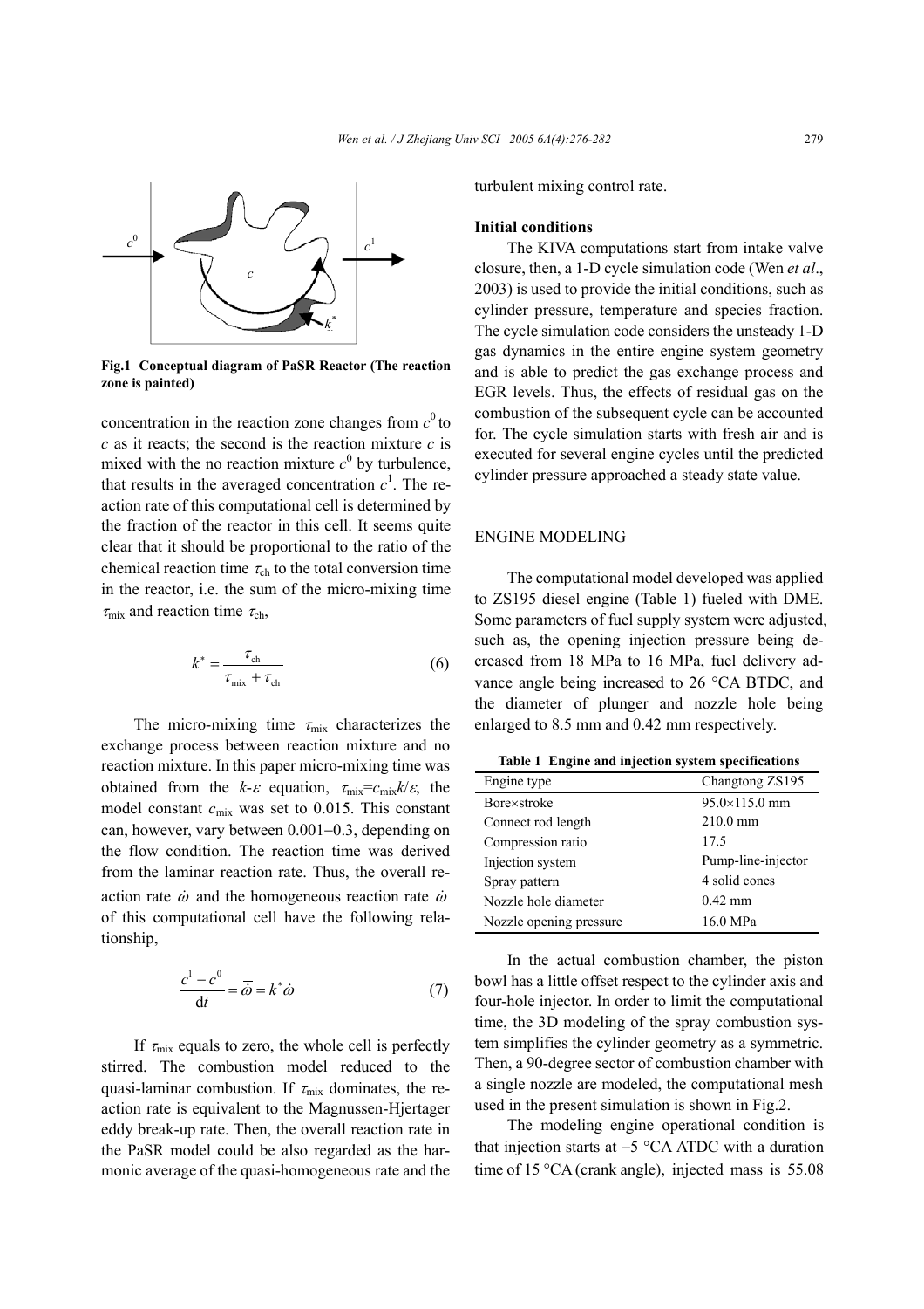**Fig.1 Conceptual diagram of PaSR Reactor (The reaction zone is painted)**

concentration in the reaction zone changes from $c^0$ to $c$ as it reacts; the second is the reaction mixture $c$ is mixed with the no reaction mixture $c^0$ by turbulence, that results in the averaged concentration $c^1$. The reaction rate of this computational cell is determined by the fraction of the reactor in this cell. It seems quite clear that it should be proportional to the ratio of the chemical reaction time $\tau_{\mathrm{ch}}$ to the total conversion time in the reactor, i.e. the sum of the micro-mixing time $\tau_{\mathrm{mix}}$ and reaction time $\tau_{\mathrm{ch}}$,

$$k^* = \frac{\tau_{\mathrm{ch}}}{\tau_{\mathrm{mix}} + \tau_{\mathrm{ch}}} \tag{6}$$

The micro-mixing time $\tau_{\mathrm{mix}}$ characterizes the exchange process between reaction mixture and no reaction mixture. In this paper micro-mixing time was obtained from the $k$-$\varepsilon$ equation, $\tau_{\mathrm{mix}}=c_{\mathrm{mix}}k/\varepsilon$, the model constant $c_{\mathrm{mix}}$ was set to 0.015. This constant can, however, vary between 0.001−0.3, depending on the flow condition. The reaction time was derived from the laminar reaction rate. Thus, the overall reaction rate $\bar{\bar{\omega}}$ and the homogeneous reaction rate $\dot{\omega}$ of this computational cell have the following relationship,

$$\frac{c^1 - c^0}{\mathrm{d}t} = \bar{\bar{\omega}} = k^* \dot{\omega} \tag{7}$$

If $\tau_{\mathrm{mix}}$ equals to zero, the whole cell is perfectly stirred. The combustion model reduced to the quasi-laminar combustion. If $\tau_{\mathrm{mix}}$ dominates, the reaction rate is equivalent to the Magnussen-Hjertager eddy break-up rate. Then, the overall reaction rate in the PaSR model could be also regarded as the harmonic average of the quasi-homogeneous rate and the turbulent mixing control rate.

**Initial conditions**

The KIVA computations start from intake valve closure, then, a 1-D cycle simulation code (Wen *et al*., 2003) is used to provide the initial conditions, such as cylinder pressure, temperature and species fraction. The cycle simulation code considers the unsteady 1-D gas dynamics in the entire engine system geometry and is able to predict the gas exchange process and EGR levels. Thus, the effects of residual gas on the combustion of the subsequent cycle can be accounted for. The cycle simulation starts with fresh air and is executed for several engine cycles until the predicted cylinder pressure approached a steady state value.

## ENGINE MODELING

The computational model developed was applied to ZS195 diesel engine (Table 1) fueled with DME. Some parameters of fuel supply system were adjusted, such as, the opening injection pressure being decreased from 18 MPa to 16 MPa, fuel delivery advance angle being increased to 26 °CA BTDC, and the diameter of plunger and nozzle hole being enlarged to 8.5 mm and 0.42 mm respectively.

**Table 1 Engine and injection system specifications**

| Engine type | Changtong ZS195 |
|---|---|
| Bore×stroke | 95.0×115.0 mm |
| Connect rod length | 210.0 mm |
| Compression ratio | 17.5 |
| Injection system | Pump-line-injector |
| Spray pattern | 4 solid cones |
| Nozzle hole diameter | 0.42 mm |
| Nozzle opening pressure | 16.0 MPa |

In the actual combustion chamber, the piston bowl has a little offset respect to the cylinder axis and four-hole injector. In order to limit the computational time, the 3D modeling of the spray combustion system simplifies the cylinder geometry as a symmetric. Then, a 90-degree sector of combustion chamber with a single nozzle are modeled, the computational mesh used in the present simulation is shown in Fig.2.

The modeling engine operational condition is that injection starts at −5 °CA ATDC with a duration time of 15 °CA (crank angle), injected mass is 55.08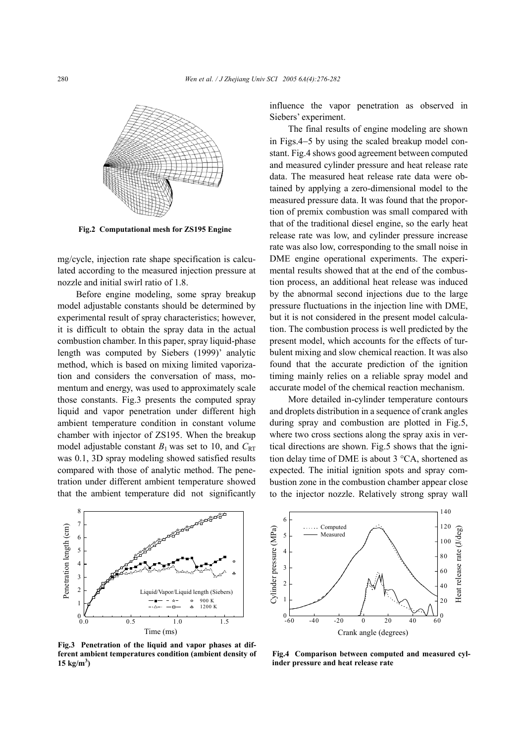**Fig.2 Computational mesh for ZS195 Engine**

mg/cycle, injection rate shape specification is calculated according to the measured injection pressure at nozzle and initial swirl ratio of 1.8.

Before engine modeling, some spray breakup model adjustable constants should be determined by experimental result of spray characteristics; however, it is difficult to obtain the spray data in the actual combustion chamber. In this paper, spray liquid-phase length was computed by Siebers (1999)' analytic method, which is based on mixing limited vaporization and considers the conversation of mass, momentum and energy, was used to approximately scale those constants. Fig.3 presents the computed spray liquid and vapor penetration under different high ambient temperature condition in constant volume chamber with injector of ZS195. When the breakup model adjustable constant $B_1$ was set to 10, and $C_{RT}$ was 0.1, 3D spray modeling showed satisfied results compared with those of analytic method. The penetration under different ambient temperature showed that the ambient temperature did not significantly influence the vapor penetration as observed in Siebers' experiment.

The final results of engine modeling are shown in Figs.4–5 by using the scaled breakup model constant. Fig.4 shows good agreement between computed and measured cylinder pressure and heat release rate data. The measured heat release rate data were obtained by applying a zero-dimensional model to the measured pressure data. It was found that the proportion of premix combustion was small compared with that of the traditional diesel engine, so the early heat release rate was low, and cylinder pressure increase rate was also low, corresponding to the small noise in DME engine operational experiments. The experimental results showed that at the end of the combustion process, an additional heat release was induced by the abnormal second injections due to the large pressure fluctuations in the injection line with DME, but it is not considered in the present model calculation. The combustion process is well predicted by the present model, which accounts for the effects of turbulent mixing and slow chemical reaction. It was also found that the accurate prediction of the ignition timing mainly relies on a reliable spray model and accurate model of the chemical reaction mechanism.

More detailed in-cylinder temperature contours and droplets distribution in a sequence of crank angles during spray and combustion are plotted in Fig.5, where two cross sections along the spray axis in vertical directions are shown. Fig.5 shows that the ignition delay time of DME is about 3 °CA, shortened as expected. The initial ignition spots and spray combustion zone in the combustion chamber appear close to the injector nozzle. Relatively strong spray wall

**Fig.3 Penetration of the liquid and vapor phases at different ambient temperatures condition (ambient density of 15 kg/m$^3$)**

**Fig.4 Comparison between computed and measured cylinder pressure and heat release rate**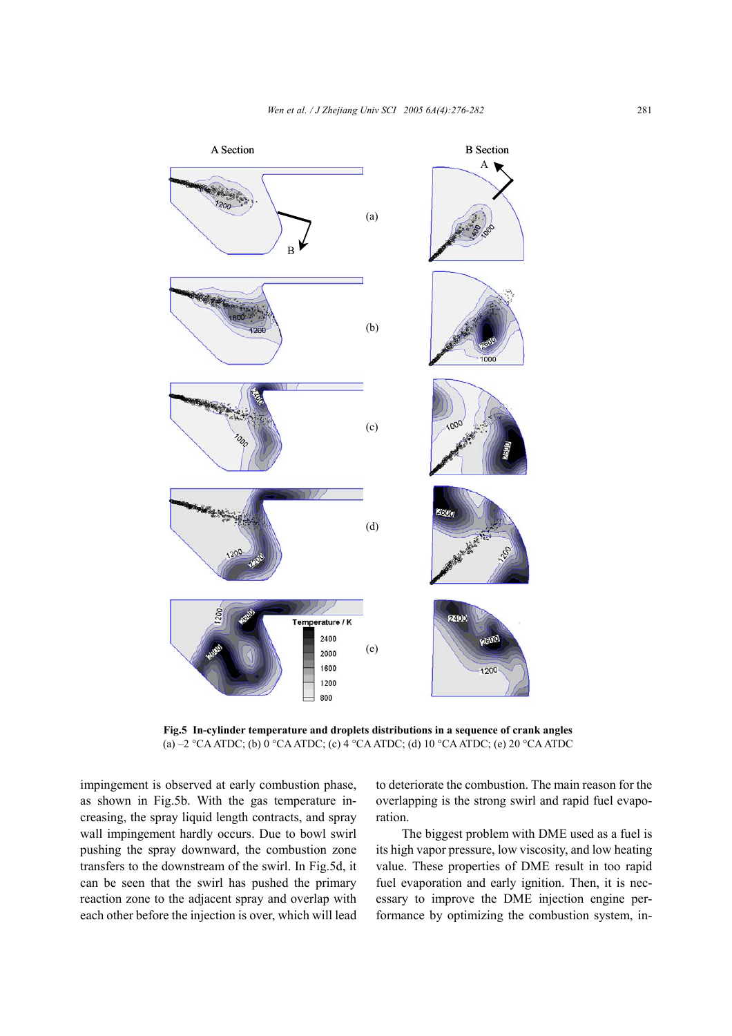**Fig.5 In-cylinder temperature and droplets distributions in a sequence of crank angles**
(a) –2 °CA ATDC; (b) 0 °CA ATDC; (c) 4 °CA ATDC; (d) 10 °CA ATDC; (e) 20 °CA ATDC

impingement is observed at early combustion phase, as shown in Fig.5b. With the gas temperature increasing, the spray liquid length contracts, and spray wall impingement hardly occurs. Due to bowl swirl pushing the spray downward, the combustion zone transfers to the downstream of the swirl. In Fig.5d, it can be seen that the swirl has pushed the primary reaction zone to the adjacent spray and overlap with each other before the injection is over, which will lead to deteriorate the combustion. The main reason for the overlapping is the strong swirl and rapid fuel evaporation.

The biggest problem with DME used as a fuel is its high vapor pressure, low viscosity, and low heating value. These properties of DME result in too rapid fuel evaporation and early ignition. Then, it is necessary to improve the DME injection engine performance by optimizing the combustion system, in-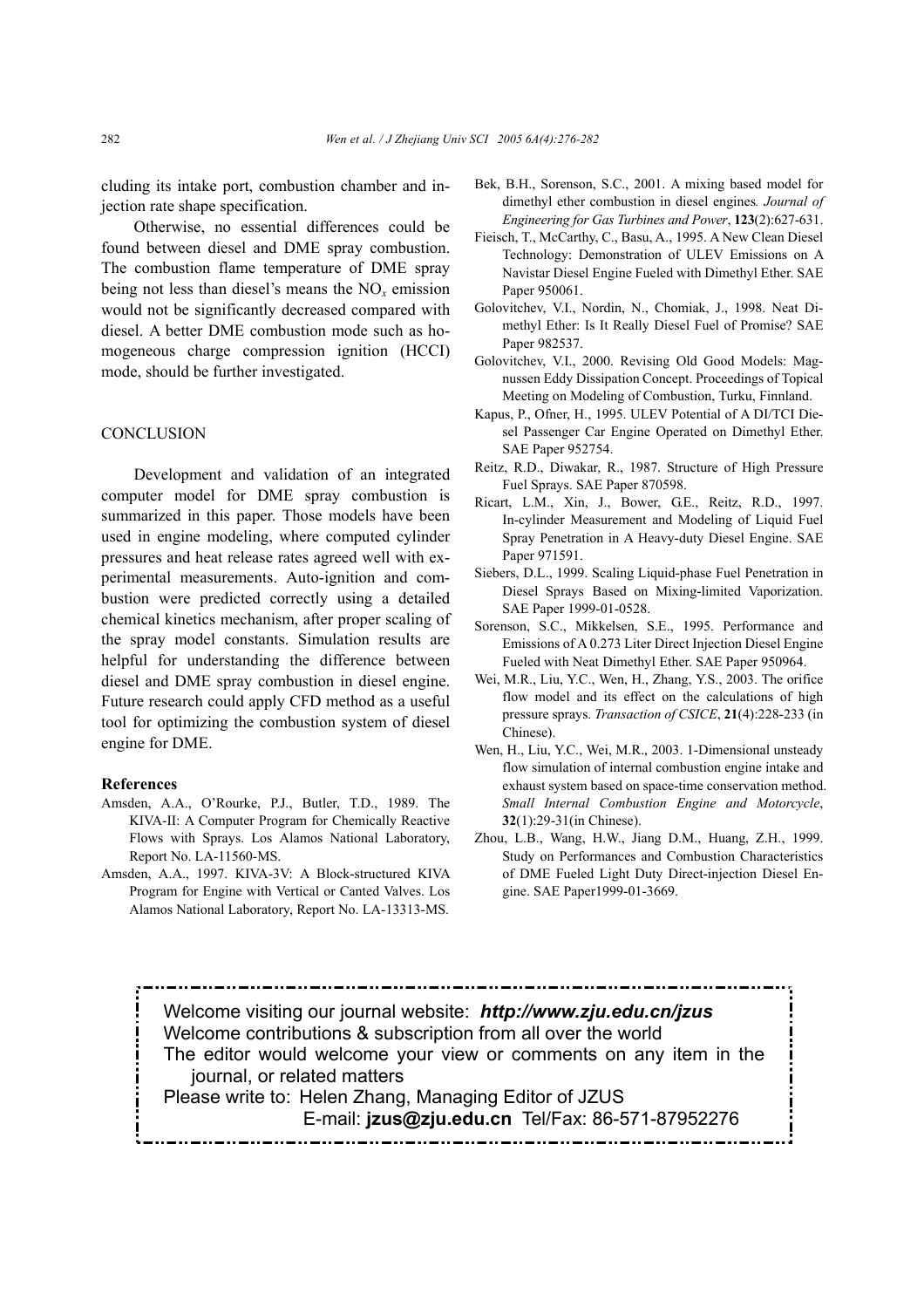cluding its intake port, combustion chamber and injection rate shape specification.

Otherwise, no essential differences could be found between diesel and DME spray combustion. The combustion flame temperature of DME spray being not less than diesel's means the $NO_x$ emission would not be significantly decreased compared with diesel. A better DME combustion mode such as homogeneous charge compression ignition (HCCI) mode, should be further investigated.

## CONCLUSION

Development and validation of an integrated computer model for DME spray combustion is summarized in this paper. Those models have been used in engine modeling, where computed cylinder pressures and heat release rates agreed well with experimental measurements. Auto-ignition and combustion were predicted correctly using a detailed chemical kinetics mechanism, after proper scaling of the spray model constants. Simulation results are helpful for understanding the difference between diesel and DME spray combustion in diesel engine. Future research could apply CFD method as a useful tool for optimizing the combustion system of diesel engine for DME.

### References

Amsden, A.A., O'Rourke, P.J., Butler, T.D., 1989. The KIVA-II: A Computer Program for Chemically Reactive Flows with Sprays. Los Alamos National Laboratory, Report No. LA-11560-MS.

Amsden, A.A., 1997. KIVA-3V: A Block-structured KIVA Program for Engine with Vertical or Canted Valves. Los Alamos National Laboratory, Report No. LA-13313-MS.

Bek, B.H., Sorenson, S.C., 2001. A mixing based model for dimethyl ether combustion in diesel engines. *Journal of Engineering for Gas Turbines and Power*, **123**(2):627-631.

Fieisch, T., McCarthy, C., Basu, A., 1995. A New Clean Diesel Technology: Demonstration of ULEV Emissions on A Navistar Diesel Engine Fueled with Dimethyl Ether. SAE Paper 950061.

Golovitchev, V.I., Nordin, N., Chomiak, J., 1998. Neat Dimethyl Ether: Is It Really Diesel Fuel of Promise? SAE Paper 982537.

Golovitchev, V.I., 2000. Revising Old Good Models: Magnussen Eddy Dissipation Concept. Proceedings of Topical Meeting on Modeling of Combustion, Turku, Finnland.

Kapus, P., Ofner, H., 1995. ULEV Potential of A DI/TCI Diesel Passenger Car Engine Operated on Dimethyl Ether. SAE Paper 952754.

Reitz, R.D., Diwakar, R., 1987. Structure of High Pressure Fuel Sprays. SAE Paper 870598.

Ricart, L.M., Xin, J., Bower, G.E., Reitz, R.D., 1997. In-cylinder Measurement and Modeling of Liquid Fuel Spray Penetration in A Heavy-duty Diesel Engine. SAE Paper 971591.

Siebers, D.L., 1999. Scaling Liquid-phase Fuel Penetration in Diesel Sprays Based on Mixing-limited Vaporization. SAE Paper 1999-01-0528.

Sorenson, S.C., Mikkelsen, S.E., 1995. Performance and Emissions of A 0.273 Liter Direct Injection Diesel Engine Fueled with Neat Dimethyl Ether. SAE Paper 950964.

Wei, M.R., Liu, Y.C., Wen, H., Zhang, Y.S., 2003. The orifice flow model and its effect on the calculations of high pressure sprays. *Transaction of CSICE*, **21**(4):228-233 (in Chinese).

Wen, H., Liu, Y.C., Wei, M.R., 2003. 1-Dimensional unsteady flow simulation of internal combustion engine intake and exhaust system based on space-time conservation method. *Small Internal Combustion Engine and Motorcycle*, **32**(1):29-31(in Chinese).

Zhou, L.B., Wang, H.W., Jiang D.M., Huang, Z.H., 1999. Study on Performances and Combustion Characteristics of DME Fueled Light Duty Direct-injection Diesel Engine. SAE Paper1999-01-3669.

Welcome visiting our journal website: ***http://www.zju.edu.cn/jzus***
Welcome contributions & subscription from all over the world
The editor would welcome your view or comments on any item in the journal, or related matters
Please write to: Helen Zhang, Managing Editor of JZUS
E-mail: **jzus@zju.edu.cn** Tel/Fax: 86-571-87952276